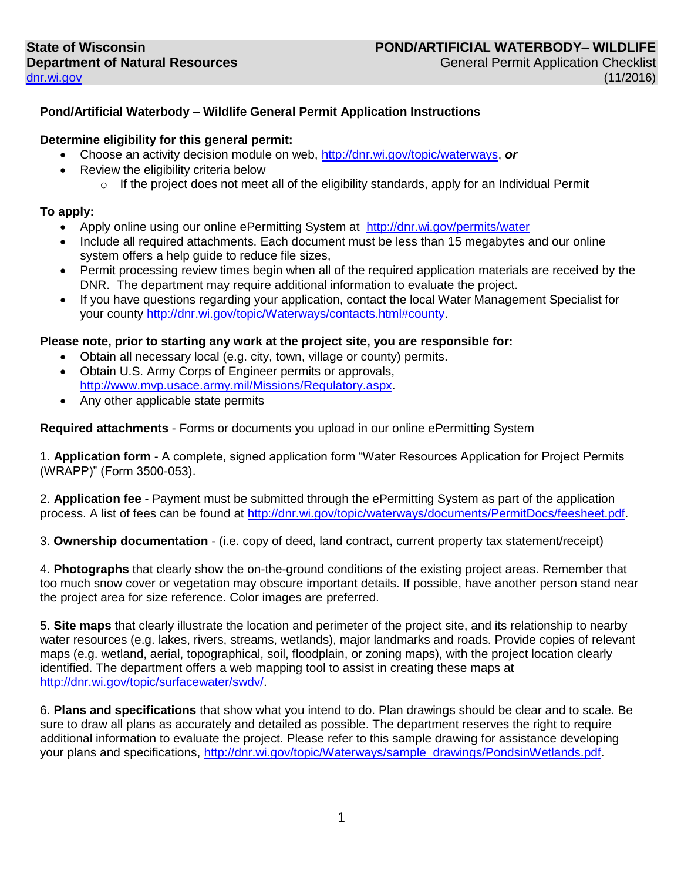**State of Wisconsin**
**Department of Natural Resources**
dnr.wi.gov

**POND/ARTIFICIAL WATERBODY– WILDLIFE**
General Permit Application Checklist
(11/2016)

## Pond/Artificial Waterbody – Wildlife General Permit Application Instructions

**Determine eligibility for this general permit:**

- Choose an activity decision module on web, http://dnr.wi.gov/topic/waterways, ***or***
- Review the eligibility criteria below
  - If the project does not meet all of the eligibility standards, apply for an Individual Permit

**To apply:**

- Apply online using our online ePermitting System at http://dnr.wi.gov/permits/water
- Include all required attachments. Each document must be less than 15 megabytes and our online system offers a help guide to reduce file sizes,
- Permit processing review times begin when all of the required application materials are received by the DNR. The department may require additional information to evaluate the project.
- If you have questions regarding your application, contact the local Water Management Specialist for your county http://dnr.wi.gov/topic/Waterways/contacts.html#county.

**Please note, prior to starting any work at the project site, you are responsible for:**

- Obtain all necessary local (e.g. city, town, village or county) permits.
- Obtain U.S. Army Corps of Engineer permits or approvals, http://www.mvp.usace.army.mil/Missions/Regulatory.aspx.
- Any other applicable state permits

**Required attachments** - Forms or documents you upload in our online ePermitting System

1. **Application form** - A complete, signed application form "Water Resources Application for Project Permits (WRAPP)" (Form 3500-053).

2. **Application fee** - Payment must be submitted through the ePermitting System as part of the application process. A list of fees can be found at http://dnr.wi.gov/topic/waterways/documents/PermitDocs/feesheet.pdf.

3. **Ownership documentation** - (i.e. copy of deed, land contract, current property tax statement/receipt)

4. **Photographs** that clearly show the on-the-ground conditions of the existing project areas. Remember that too much snow cover or vegetation may obscure important details. If possible, have another person stand near the project area for size reference. Color images are preferred.

5. **Site maps** that clearly illustrate the location and perimeter of the project site, and its relationship to nearby water resources (e.g. lakes, rivers, streams, wetlands), major landmarks and roads. Provide copies of relevant maps (e.g. wetland, aerial, topographical, soil, floodplain, or zoning maps), with the project location clearly identified. The department offers a web mapping tool to assist in creating these maps at http://dnr.wi.gov/topic/surfacewater/swdv/.

6. **Plans and specifications** that show what you intend to do. Plan drawings should be clear and to scale. Be sure to draw all plans as accurately and detailed as possible. The department reserves the right to require additional information to evaluate the project. Please refer to this sample drawing for assistance developing your plans and specifications, http://dnr.wi.gov/topic/Waterways/sample_drawings/PondsinWetlands.pdf.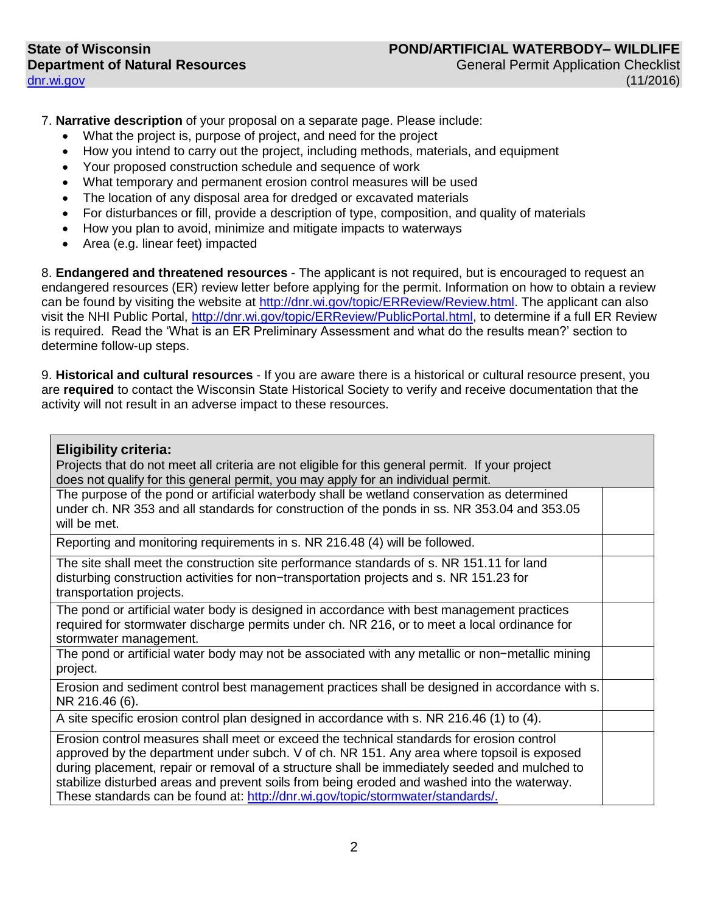7. **Narrative description** of your proposal on a separate page. Please include:
   - What the project is, purpose of project, and need for the project
   - How you intend to carry out the project, including methods, materials, and equipment
   - Your proposed construction schedule and sequence of work
   - What temporary and permanent erosion control measures will be used
   - The location of any disposal area for dredged or excavated materials
   - For disturbances or fill, provide a description of type, composition, and quality of materials
   - How you plan to avoid, minimize and mitigate impacts to waterways
   - Area (e.g. linear feet) impacted

8. **Endangered and threatened resources** - The applicant is not required, but is encouraged to request an endangered resources (ER) review letter before applying for the permit. Information on how to obtain a review can be found by visiting the website at http://dnr.wi.gov/topic/ERReview/Review.html. The applicant can also visit the NHI Public Portal, http://dnr.wi.gov/topic/ERReview/PublicPortal.html, to determine if a full ER Review is required. Read the 'What is an ER Preliminary Assessment and what do the results mean?' section to determine follow-up steps.

9. **Historical and cultural resources** - If you are aware there is a historical or cultural resource present, you are **required** to contact the Wisconsin State Historical Society to verify and receive documentation that the activity will not result in an adverse impact to these resources.

| **Eligibility criteria:** Projects that do not meet all criteria are not eligible for this general permit. If your project does not qualify for this general permit, you may apply for an individual permit. | |
|---|---|
| The purpose of the pond or artificial waterbody shall be wetland conservation as determined under ch. NR 353 and all standards for construction of the ponds in ss. NR 353.04 and 353.05 will be met. | |
| Reporting and monitoring requirements in s. NR 216.48 (4) will be followed. | |
| The site shall meet the construction site performance standards of s. NR 151.11 for land disturbing construction activities for non−transportation projects and s. NR 151.23 for transportation projects. | |
| The pond or artificial water body is designed in accordance with best management practices required for stormwater discharge permits under ch. NR 216, or to meet a local ordinance for stormwater management. | |
| The pond or artificial water body may not be associated with any metallic or non−metallic mining project. | |
| Erosion and sediment control best management practices shall be designed in accordance with s. NR 216.46 (6). | |
| A site specific erosion control plan designed in accordance with s. NR 216.46 (1) to (4). | |
| Erosion control measures shall meet or exceed the technical standards for erosion control approved by the department under subch. V of ch. NR 151. Any area where topsoil is exposed during placement, repair or removal of a structure shall be immediately seeded and mulched to stabilize disturbed areas and prevent soils from being eroded and washed into the waterway. These standards can be found at: http://dnr.wi.gov/topic/stormwater/standards/. | |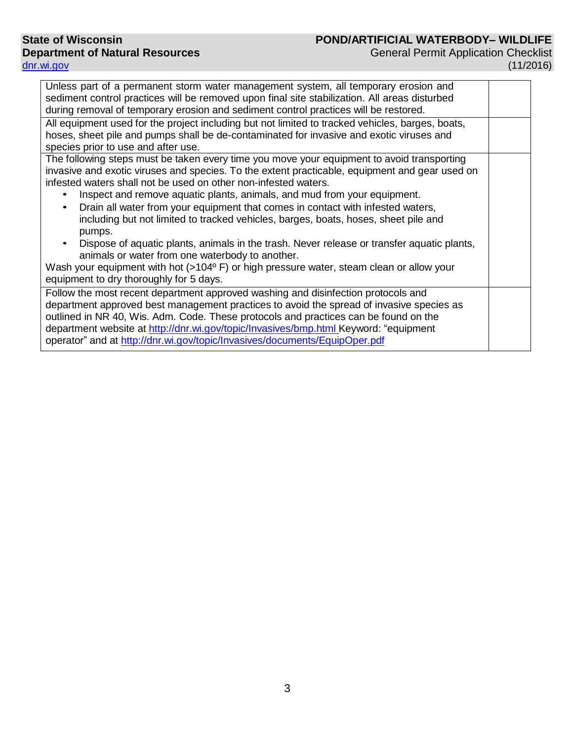| | |
|---|---|
| Unless part of a permanent storm water management system, all temporary erosion and sediment control practices will be removed upon final site stabilization. All areas disturbed during removal of temporary erosion and sediment control practices will be restored. | |
| All equipment used for the project including but not limited to tracked vehicles, barges, boats, hoses, sheet pile and pumps shall be de-contaminated for invasive and exotic viruses and species prior to use and after use. | |
| The following steps must be taken every time you move your equipment to avoid transporting invasive and exotic viruses and species. To the extent practicable, equipment and gear used on infested waters shall not be used on other non-infested waters.<br>• Inspect and remove aquatic plants, animals, and mud from your equipment.<br>• Drain all water from your equipment that comes in contact with infested waters, including but not limited to tracked vehicles, barges, boats, hoses, sheet pile and pumps.<br>• Dispose of aquatic plants, animals in the trash. Never release or transfer aquatic plants, animals or water from one waterbody to another.<br>Wash your equipment with hot (>104º F) or high pressure water, steam clean or allow your equipment to dry thoroughly for 5 days. | |
| Follow the most recent department approved washing and disinfection protocols and department approved best management practices to avoid the spread of invasive species as outlined in NR 40, Wis. Adm. Code. These protocols and practices can be found on the department website at http://dnr.wi.gov/topic/Invasives/bmp.html Keyword: "equipment operator" and at http://dnr.wi.gov/topic/Invasives/documents/EquipOper.pdf | |